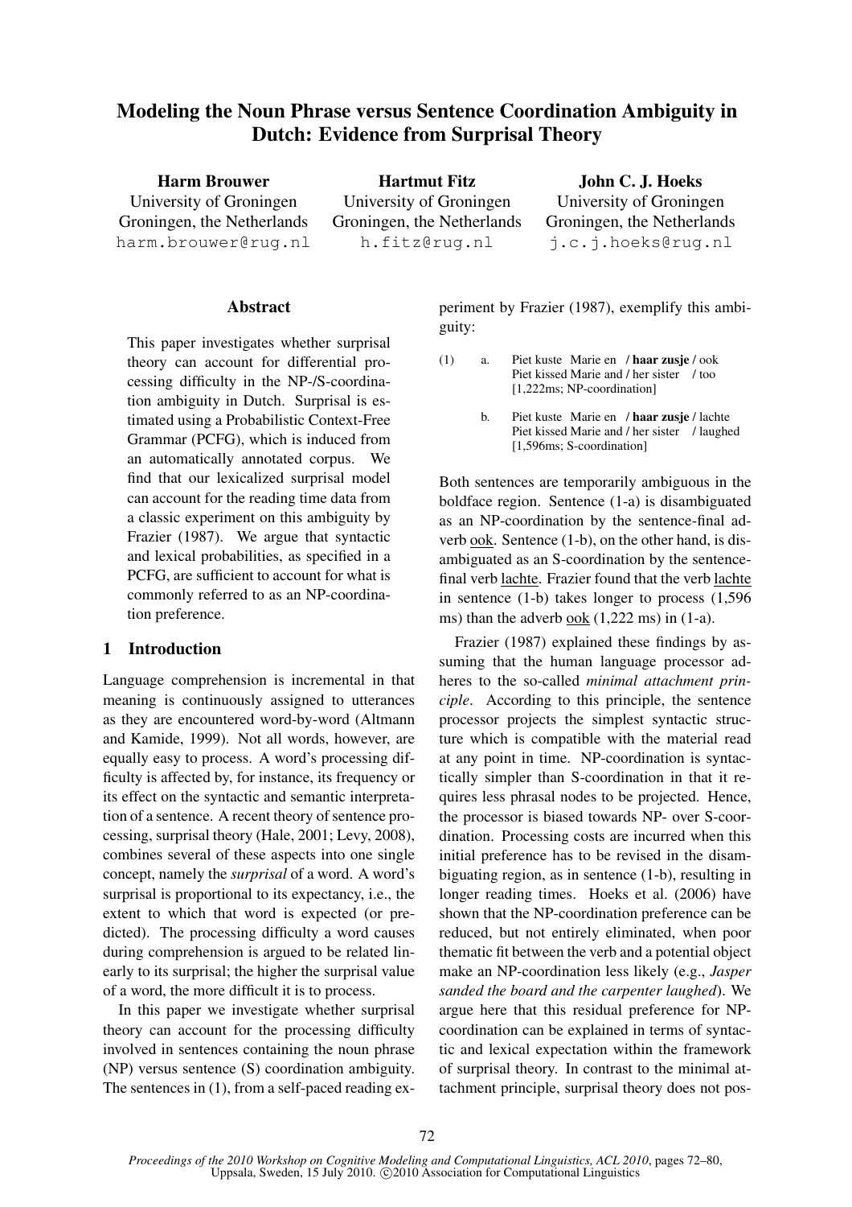# Modeling the Noun Phrase versus Sentence Coordination Ambiguity in Dutch: Evidence from Surprisal Theory

**Harm Brouwer**
University of Groningen
Groningen, the Netherlands
harm.brouwer@rug.nl

**Hartmut Fitz**
University of Groningen
Groningen, the Netherlands
h.fitz@rug.nl

**John C. J. Hoeks**
University of Groningen
Groningen, the Netherlands
j.c.j.hoeks@rug.nl

## Abstract

This paper investigates whether surprisal theory can account for differential processing difficulty in the NP-/S-coordination ambiguity in Dutch. Surprisal is estimated using a Probabilistic Context-Free Grammar (PCFG), which is induced from an automatically annotated corpus. We find that our lexicalized surprisal model can account for the reading time data from a classic experiment on this ambiguity by Frazier (1987). We argue that syntactic and lexical probabilities, as specified in a PCFG, are sufficient to account for what is commonly referred to as an NP-coordination preference.

## 1 Introduction

Language comprehension is incremental in that meaning is continuously assigned to utterances as they are encountered word-by-word (Altmann and Kamide, 1999). Not all words, however, are equally easy to process. A word's processing difficulty is affected by, for instance, its frequency or its effect on the syntactic and semantic interpretation of a sentence. A recent theory of sentence processing, surprisal theory (Hale, 2001; Levy, 2008), combines several of these aspects into one single concept, namely the *surprisal* of a word. A word's surprisal is proportional to its expectancy, i.e., the extent to which that word is expected (or predicted). The processing difficulty a word causes during comprehension is argued to be related linearly to its surprisal; the higher the surprisal value of a word, the more difficult it is to process.

In this paper we investigate whether surprisal theory can account for the processing difficulty involved in sentences containing the noun phrase (NP) versus sentence (S) coordination ambiguity. The sentences in (1), from a self-paced reading experiment by Frazier (1987), exemplify this ambiguity:

(1) a. Piet kuste Marie en / **haar zusje** / ook
Piet kissed Marie and / her sister / too
[1,222ms; NP-coordination]

b. Piet kuste Marie en / **haar zusje** / lachte
Piet kissed Marie and / her sister / laughed
[1,596ms; S-coordination]

Both sentences are temporarily ambiguous in the boldface region. Sentence (1-a) is disambiguated as an NP-coordination by the sentence-final adverb ook. Sentence (1-b), on the other hand, is disambiguated as an S-coordination by the sentence-final verb lachte. Frazier found that the verb lachte in sentence (1-b) takes longer to process (1,596 ms) than the adverb ook (1,222 ms) in (1-a).

Frazier (1987) explained these findings by assuming that the human language processor adheres to the so-called *minimal attachment principle*. According to this principle, the sentence processor projects the simplest syntactic structure which is compatible with the material read at any point in time. NP-coordination is syntactically simpler than S-coordination in that it requires less phrasal nodes to be projected. Hence, the processor is biased towards NP- over S-coordination. Processing costs are incurred when this initial preference has to be revised in the disambiguating region, as in sentence (1-b), resulting in longer reading times. Hoeks et al. (2006) have shown that the NP-coordination preference can be reduced, but not entirely eliminated, when poor thematic fit between the verb and a potential object make an NP-coordination less likely (e.g., *Jasper sanded the board and the carpenter laughed*). We argue here that this residual preference for NP-coordination can be explained in terms of syntactic and lexical expectation within the framework of surprisal theory. In contrast to the minimal attachment principle, surprisal theory does not pos-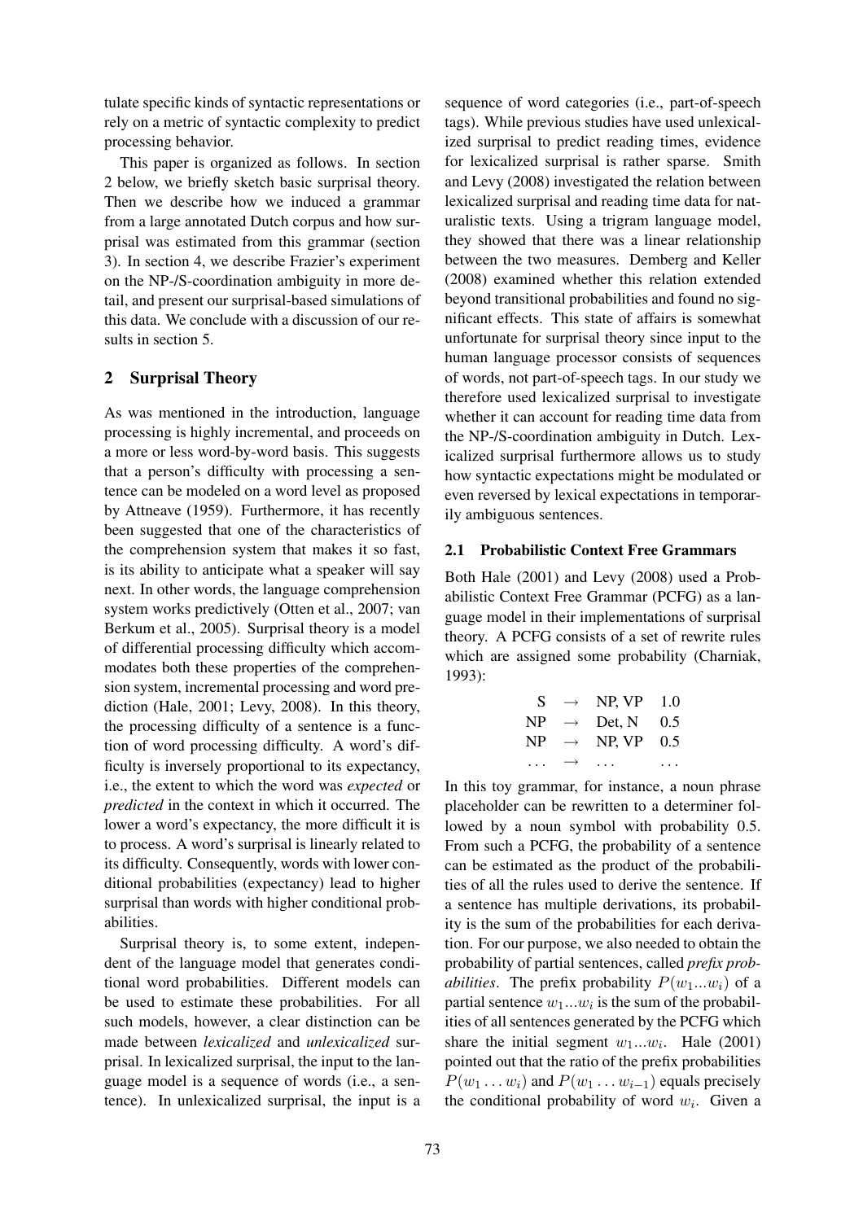tulate specific kinds of syntactic representations or rely on a metric of syntactic complexity to predict processing behavior.

This paper is organized as follows. In section 2 below, we briefly sketch basic surprisal theory. Then we describe how we induced a grammar from a large annotated Dutch corpus and how surprisal was estimated from this grammar (section 3). In section 4, we describe Frazier's experiment on the NP-/S-coordination ambiguity in more detail, and present our surprisal-based simulations of this data. We conclude with a discussion of our results in section 5.

## 2 Surprisal Theory

As was mentioned in the introduction, language processing is highly incremental, and proceeds on a more or less word-by-word basis. This suggests that a person's difficulty with processing a sentence can be modeled on a word level as proposed by Attneave (1959). Furthermore, it has recently been suggested that one of the characteristics of the comprehension system that makes it so fast, is its ability to anticipate what a speaker will say next. In other words, the language comprehension system works predictively (Otten et al., 2007; van Berkum et al., 2005). Surprisal theory is a model of differential processing difficulty which accommodates both these properties of the comprehension system, incremental processing and word prediction (Hale, 2001; Levy, 2008). In this theory, the processing difficulty of a sentence is a function of word processing difficulty. A word's difficulty is inversely proportional to its expectancy, i.e., the extent to which the word was *expected* or *predicted* in the context in which it occurred. The lower a word's expectancy, the more difficult it is to process. A word's surprisal is linearly related to its difficulty. Consequently, words with lower conditional probabilities (expectancy) lead to higher surprisal than words with higher conditional probabilities.

Surprisal theory is, to some extent, independent of the language model that generates conditional word probabilities. Different models can be used to estimate these probabilities. For all such models, however, a clear distinction can be made between *lexicalized* and *unlexicalized* surprisal. In lexicalized surprisal, the input to the language model is a sequence of words (i.e., a sentence). In unlexicalized surprisal, the input is a sequence of word categories (i.e., part-of-speech tags). While previous studies have used unlexicalized surprisal to predict reading times, evidence for lexicalized surprisal is rather sparse. Smith and Levy (2008) investigated the relation between lexicalized surprisal and reading time data for naturalistic texts. Using a trigram language model, they showed that there was a linear relationship between the two measures. Demberg and Keller (2008) examined whether this relation extended beyond transitional probabilities and found no significant effects. This state of affairs is somewhat unfortunate for surprisal theory since input to the human language processor consists of sequences of words, not part-of-speech tags. In our study we therefore used lexicalized surprisal to investigate whether it can account for reading time data from the NP-/S-coordination ambiguity in Dutch. Lexicalized surprisal furthermore allows us to study how syntactic expectations might be modulated or even reversed by lexical expectations in temporarily ambiguous sentences.

### 2.1 Probabilistic Context Free Grammars

Both Hale (2001) and Levy (2008) used a Probabilistic Context Free Grammar (PCFG) as a language model in their implementations of surprisal theory. A PCFG consists of a set of rewrite rules which are assigned some probability (Charniak, 1993):

| | | | |
|---|---|---|---|
| S | $\rightarrow$ | NP, VP | 1.0 |
| NP | $\rightarrow$ | Det, N | 0.5 |
| NP | $\rightarrow$ | NP, VP | 0.5 |
| ... | $\rightarrow$ | ... | ... |

In this toy grammar, for instance, a noun phrase placeholder can be rewritten to a determiner followed by a noun symbol with probability 0.5. From such a PCFG, the probability of a sentence can be estimated as the product of the probabilities of all the rules used to derive the sentence. If a sentence has multiple derivations, its probability is the sum of the probabilities for each derivation. For our purpose, we also needed to obtain the probability of partial sentences, called *prefix probabilities*. The prefix probability $P(w_1...w_i)$ of a partial sentence $w_1...w_i$ is the sum of the probabilities of all sentences generated by the PCFG which share the initial segment $w_1...w_i$. Hale (2001) pointed out that the ratio of the prefix probabilities $P(w_1 \dots w_i)$ and $P(w_1 \dots w_{i-1})$ equals precisely the conditional probability of word $w_i$. Given a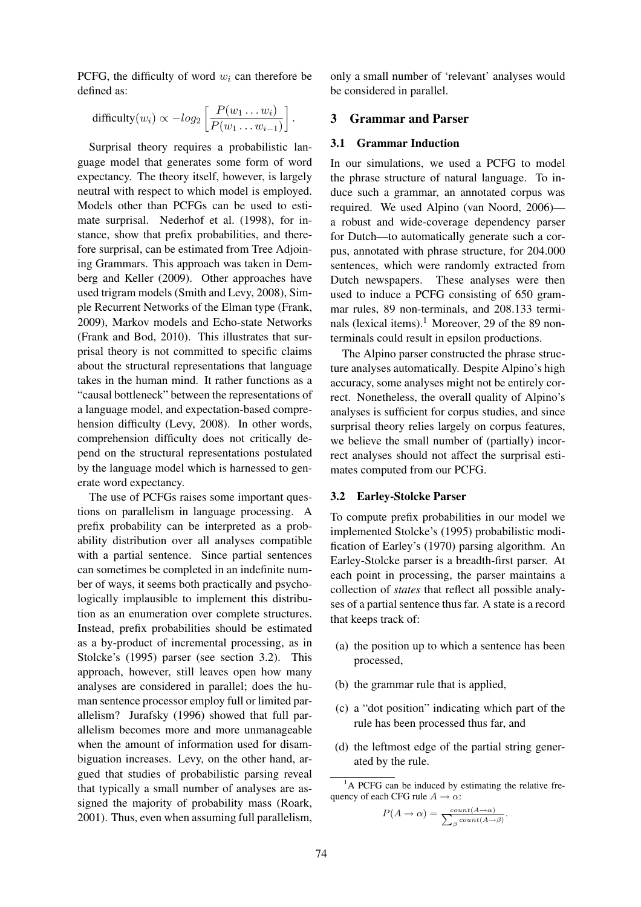PCFG, the difficulty of word $w_i$ can therefore be defined as:

$$\text{difficulty}(w_i) \propto -log_2 \left[ \frac{P(w_1 \dots w_i)}{P(w_1 \dots w_{i-1})} \right].$$

Surprisal theory requires a probabilistic language model that generates some form of word expectancy. The theory itself, however, is largely neutral with respect to which model is employed. Models other than PCFGs can be used to estimate surprisal. Nederhof et al. (1998), for instance, show that prefix probabilities, and therefore surprisal, can be estimated from Tree Adjoining Grammars. This approach was taken in Demberg and Keller (2009). Other approaches have used trigram models (Smith and Levy, 2008), Simple Recurrent Networks of the Elman type (Frank, 2009), Markov models and Echo-state Networks (Frank and Bod, 2010). This illustrates that surprisal theory is not committed to specific claims about the structural representations that language takes in the human mind. It rather functions as a "causal bottleneck" between the representations of a language model, and expectation-based comprehension difficulty (Levy, 2008). In other words, comprehension difficulty does not critically depend on the structural representations postulated by the language model which is harnessed to generate word expectancy.

The use of PCFGs raises some important questions on parallelism in language processing. A prefix probability can be interpreted as a probability distribution over all analyses compatible with a partial sentence. Since partial sentences can sometimes be completed in an indefinite number of ways, it seems both practically and psychologically implausible to implement this distribution as an enumeration over complete structures. Instead, prefix probabilities should be estimated as a by-product of incremental processing, as in Stolcke's (1995) parser (see section 3.2). This approach, however, still leaves open how many analyses are considered in parallel; does the human sentence processor employ full or limited parallelism? Jurafsky (1996) showed that full parallelism becomes more and more unmanageable when the amount of information used for disambiguation increases. Levy, on the other hand, argued that studies of probabilistic parsing reveal that typically a small number of analyses are assigned the majority of probability mass (Roark, 2001). Thus, even when assuming full parallelism, only a small number of 'relevant' analyses would be considered in parallel.

## 3 Grammar and Parser

### 3.1 Grammar Induction

In our simulations, we used a PCFG to model the phrase structure of natural language. To induce such a grammar, an annotated corpus was required. We used Alpino (van Noord, 2006)—a robust and wide-coverage dependency parser for Dutch—to automatically generate such a corpus, annotated with phrase structure, for 204.000 sentences, which were randomly extracted from Dutch newspapers. These analyses were then used to induce a PCFG consisting of 650 grammar rules, 89 non-terminals, and 208.133 terminals (lexical items).[1] Moreover, 29 of the 89 non-terminals could result in epsilon productions.

The Alpino parser constructed the phrase structure analyses automatically. Despite Alpino's high accuracy, some analyses might not be entirely correct. Nonetheless, the overall quality of Alpino's analyses is sufficient for corpus studies, and since surprisal theory relies largely on corpus features, we believe the small number of (partially) incorrect analyses should not affect the surprisal estimates computed from our PCFG.

### 3.2 Earley-Stolcke Parser

To compute prefix probabilities in our model we implemented Stolcke's (1995) probabilistic modification of Earley's (1970) parsing algorithm. An Earley-Stolcke parser is a breadth-first parser. At each point in processing, the parser maintains a collection of *states* that reflect all possible analyses of a partial sentence thus far. A state is a record that keeps track of:

(a) the position up to which a sentence has been processed,

(b) the grammar rule that is applied,

(c) a "dot position" indicating which part of the rule has been processed thus far, and

(d) the leftmost edge of the partial string generated by the rule.

[1] A PCFG can be induced by estimating the relative frequency of each CFG rule $A \rightarrow \alpha$:

$$P(A \rightarrow \alpha) = \frac{count(A \rightarrow \alpha)}{\sum_{\beta} count(A \rightarrow \beta)}.$$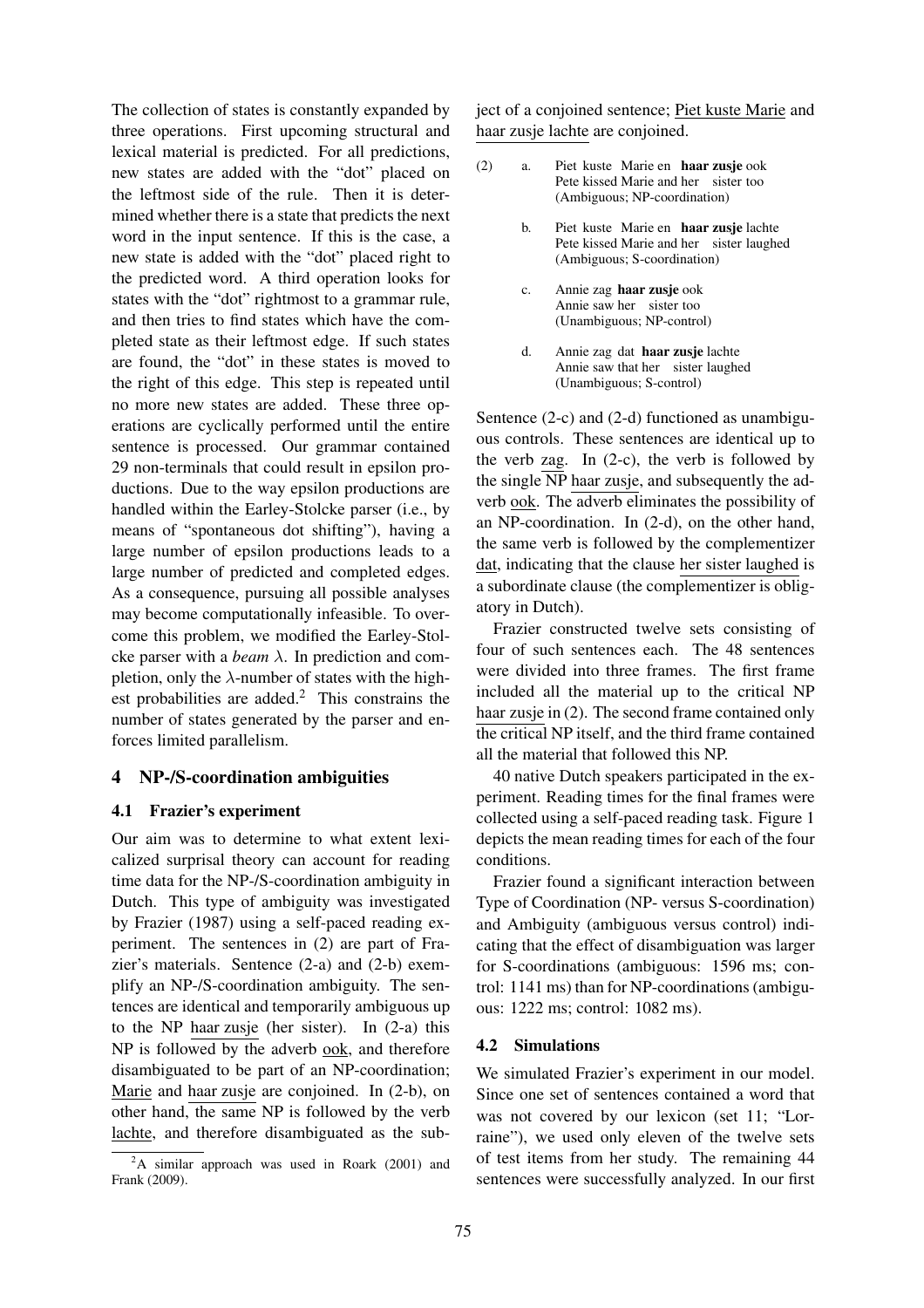The collection of states is constantly expanded by three operations. First upcoming structural and lexical material is predicted. For all predictions, new states are added with the "dot" placed on the leftmost side of the rule. Then it is determined whether there is a state that predicts the next word in the input sentence. If this is the case, a new state is added with the "dot" placed right to the predicted word. A third operation looks for states with the "dot" rightmost to a grammar rule, and then tries to find states which have the completed state as their leftmost edge. If such states are found, the "dot" in these states is moved to the right of this edge. This step is repeated until no more new states are added. These three operations are cyclically performed until the entire sentence is processed. Our grammar contained 29 non-terminals that could result in epsilon productions. Due to the way epsilon productions are handled within the Earley-Stolcke parser (i.e., by means of "spontaneous dot shifting"), having a large number of epsilon productions leads to a large number of predicted and completed edges. As a consequence, pursuing all possible analyses may become computationally infeasible. To overcome this problem, we modified the Earley-Stolcke parser with a *beam* $\lambda$. In prediction and completion, only the $\lambda$-number of states with the highest probabilities are added.[2] This constrains the number of states generated by the parser and enforces limited parallelism.

## 4 NP-/S-coordination ambiguities

### 4.1 Frazier's experiment

Our aim was to determine to what extent lexicalized surprisal theory can account for reading time data for the NP-/S-coordination ambiguity in Dutch. This type of ambiguity was investigated by Frazier (1987) using a self-paced reading experiment. The sentences in (2) are part of Frazier's materials. Sentence (2-a) and (2-b) exemplify an NP-/S-coordination ambiguity. The sentences are identical up to the NP haar zusje (her sister). In (2-a) this NP is followed by the adverb ook, and therefore disambiguated to be part of an NP-coordination; Marie and haar zusje are conjoined. In (2-b), on other hand, the same NP is followed by the verb lachte, and therefore disambiguated as the subject of a conjoined sentence; Piet kuste Marie and haar zusje lachte are conjoined.

(2)
a. Piet kuste Marie en **haar zusje** ook
   Pete kissed Marie and her sister too
   (Ambiguous; NP-coordination)

b. Piet kuste Marie en **haar zusje** lachte
   Pete kissed Marie and her sister laughed
   (Ambiguous; S-coordination)

c. Annie zag **haar zusje** ook
   Annie saw her sister too
   (Unambiguous; NP-control)

d. Annie zag dat **haar zusje** lachte
   Annie saw that her sister laughed
   (Unambiguous; S-control)

Sentence (2-c) and (2-d) functioned as unambiguous controls. These sentences are identical up to the verb zag. In (2-c), the verb is followed by the single NP haar zusje, and subsequently the adverb ook. The adverb eliminates the possibility of an NP-coordination. In (2-d), on the other hand, the same verb is followed by the complementizer dat, indicating that the clause her sister laughed is a subordinate clause (the complementizer is obligatory in Dutch).

Frazier constructed twelve sets consisting of four of such sentences each. The 48 sentences were divided into three frames. The first frame included all the material up to the critical NP haar zusje in (2). The second frame contained only the critical NP itself, and the third frame contained all the material that followed this NP.

40 native Dutch speakers participated in the experiment. Reading times for the final frames were collected using a self-paced reading task. Figure 1 depicts the mean reading times for each of the four conditions.

Frazier found a significant interaction between Type of Coordination (NP- versus S-coordination) and Ambiguity (ambiguous versus control) indicating that the effect of disambiguation was larger for S-coordinations (ambiguous: 1596 ms; control: 1141 ms) than for NP-coordinations (ambiguous: 1222 ms; control: 1082 ms).

### 4.2 Simulations

We simulated Frazier's experiment in our model. Since one set of sentences contained a word that was not covered by our lexicon (set 11; "Lorraine"), we used only eleven of the twelve sets of test items from her study. The remaining 44 sentences were successfully analyzed. In our first

[2] A similar approach was used in Roark (2001) and Frank (2009).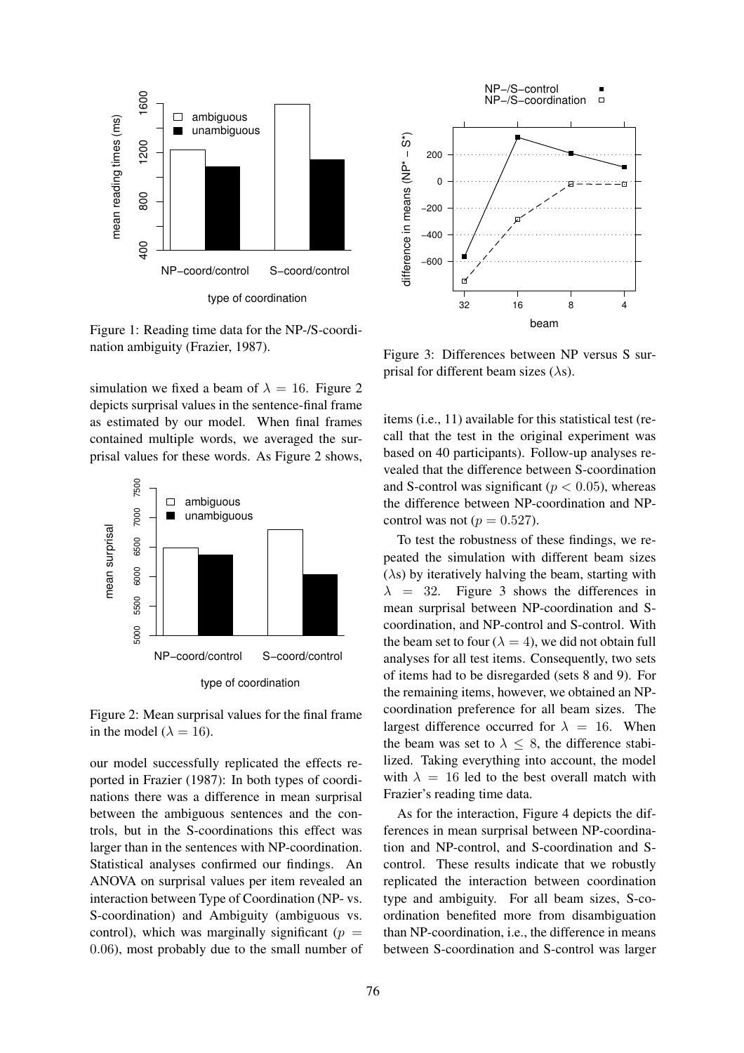Figure 1: Reading time data for the NP-/S-coordination ambiguity (Frazier, 1987).

simulation we fixed a beam of $\lambda = 16$. Figure 2 depicts surprisal values in the sentence-final frame as estimated by our model. When final frames contained multiple words, we averaged the surprisal values for these words. As Figure 2 shows,

Figure 2: Mean surprisal values for the final frame in the model ($\lambda = 16$).

our model successfully replicated the effects reported in Frazier (1987): In both types of coordinations there was a difference in mean surprisal between the ambiguous sentences and the controls, but in the S-coordinations this effect was larger than in the sentences with NP-coordination. Statistical analyses confirmed our findings. An ANOVA on surprisal values per item revealed an interaction between Type of Coordination (NP- vs. S-coordination) and Ambiguity (ambiguous vs. control), which was marginally significant ($p = 0.06$), most probably due to the small number of items (i.e., 11) available for this statistical test (recall that the test in the original experiment was based on 40 participants). Follow-up analyses revealed that the difference between S-coordination and S-control was significant ($p < 0.05$), whereas the difference between NP-coordination and NP-control was not ($p = 0.527$).

Figure 3: Differences between NP versus S surprisal for different beam sizes ($\lambda$s).

To test the robustness of these findings, we repeated the simulation with different beam sizes ($\lambda$s) by iteratively halving the beam, starting with $\lambda = 32$. Figure 3 shows the differences in mean surprisal between NP-coordination and S-coordination, and NP-control and S-control. With the beam set to four ($\lambda = 4$), we did not obtain full analyses for all test items. Consequently, two sets of items had to be disregarded (sets 8 and 9). For the remaining items, however, we obtained an NP-coordination preference for all beam sizes. The largest difference occurred for $\lambda = 16$. When the beam was set to $\lambda \leq 8$, the difference stabilized. Taking everything into account, the model with $\lambda = 16$ led to the best overall match with Frazier's reading time data.

As for the interaction, Figure 4 depicts the differences in mean surprisal between NP-coordination and NP-control, and S-coordination and S-control. These results indicate that we robustly replicated the interaction between coordination type and ambiguity. For all beam sizes, S-coordination benefited more from disambiguation than NP-coordination, i.e., the difference in means between S-coordination and S-control was larger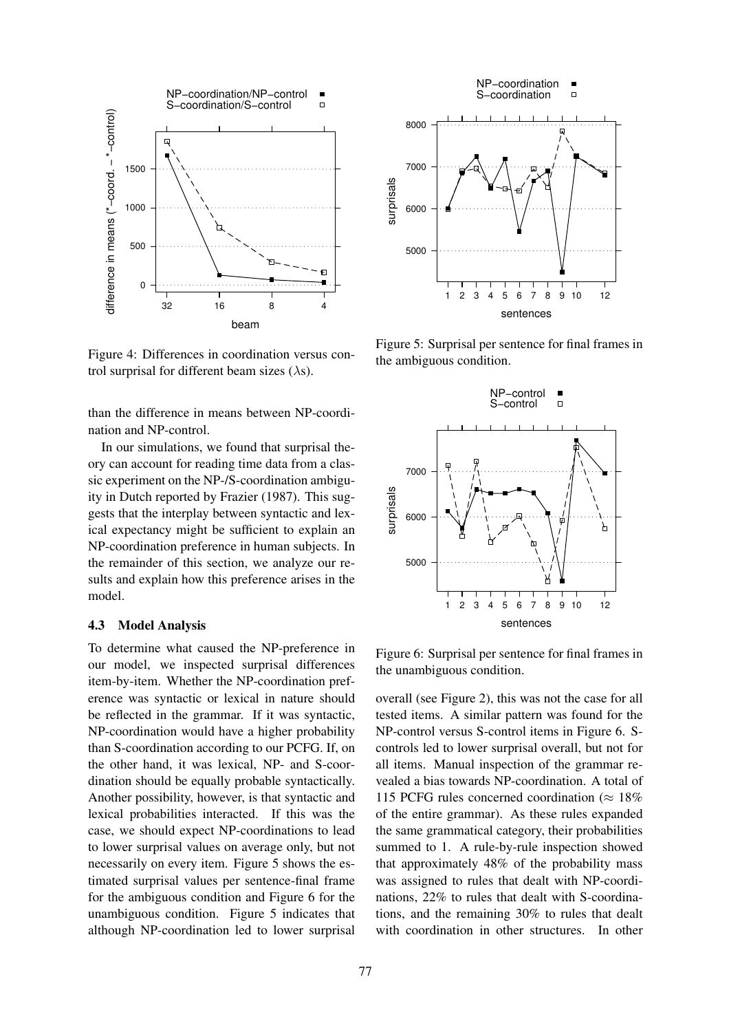Figure 4: Differences in coordination versus control surprisal for different beam sizes ($\lambda$s).

than the difference in means between NP-coordination and NP-control.

In our simulations, we found that surprisal theory can account for reading time data from a classic experiment on the NP-/S-coordination ambiguity in Dutch reported by Frazier (1987). This suggests that the interplay between syntactic and lexical expectancy might be sufficient to explain an NP-coordination preference in human subjects. In the remainder of this section, we analyze our results and explain how this preference arises in the model.

### 4.3 Model Analysis

To determine what caused the NP-preference in our model, we inspected surprisal differences item-by-item. Whether the NP-coordination preference was syntactic or lexical in nature should be reflected in the grammar. If it was syntactic, NP-coordination would have a higher probability than S-coordination according to our PCFG. If, on the other hand, it was lexical, NP- and S-coordination should be equally probable syntactically. Another possibility, however, is that syntactic and lexical probabilities interacted. If this was the case, we should expect NP-coordinations to lead to lower surprisal values on average only, but not necessarily on every item. Figure 5 shows the estimated surprisal values per sentence-final frame for the ambiguous condition and Figure 6 for the unambiguous condition. Figure 5 indicates that although NP-coordination led to lower surprisal overall (see Figure 2), this was not the case for all tested items. A similar pattern was found for the NP-control versus S-control items in Figure 6. S-controls led to lower surprisal overall, but not for all items. Manual inspection of the grammar revealed a bias towards NP-coordination. A total of 115 PCFG rules concerned coordination ($\approx$ 18% of the entire grammar). As these rules expanded the same grammatical category, their probabilities summed to 1. A rule-by-rule inspection showed that approximately 48% of the probability mass was assigned to rules that dealt with NP-coordinations, 22% to rules that dealt with S-coordinations, and the remaining 30% to rules that dealt with coordination in other structures. In other

Figure 5: Surprisal per sentence for final frames in the ambiguous condition.

Figure 6: Surprisal per sentence for final frames in the unambiguous condition.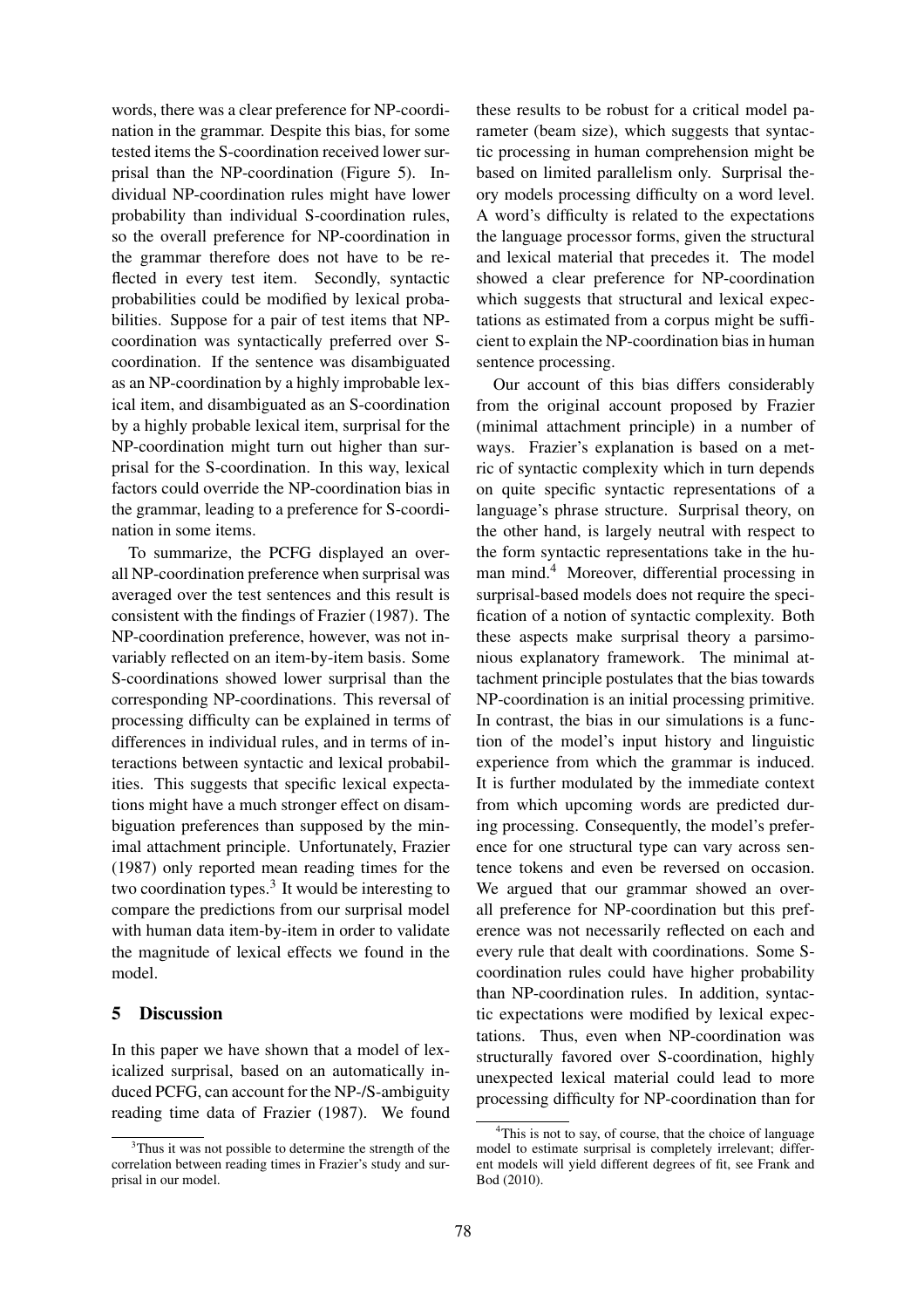words, there was a clear preference for NP-coordination in the grammar. Despite this bias, for some tested items the S-coordination received lower surprisal than the NP-coordination (Figure 5). Individual NP-coordination rules might have lower probability than individual S-coordination rules, so the overall preference for NP-coordination in the grammar therefore does not have to be reflected in every test item. Secondly, syntactic probabilities could be modified by lexical probabilities. Suppose for a pair of test items that NP-coordination was syntactically preferred over S-coordination. If the sentence was disambiguated as an NP-coordination by a highly improbable lexical item, and disambiguated as an S-coordination by a highly probable lexical item, surprisal for the NP-coordination might turn out higher than surprisal for the S-coordination. In this way, lexical factors could override the NP-coordination bias in the grammar, leading to a preference for S-coordination in some items.

To summarize, the PCFG displayed an overall NP-coordination preference when surprisal was averaged over the test sentences and this result is consistent with the findings of Frazier (1987). The NP-coordination preference, however, was not invariably reflected on an item-by-item basis. Some S-coordinations showed lower surprisal than the corresponding NP-coordinations. This reversal of processing difficulty can be explained in terms of differences in individual rules, and in terms of interactions between syntactic and lexical probabilities. This suggests that specific lexical expectations might have a much stronger effect on disambiguation preferences than supposed by the minimal attachment principle. Unfortunately, Frazier (1987) only reported mean reading times for the two coordination types.[3] It would be interesting to compare the predictions from our surprisal model with human data item-by-item in order to validate the magnitude of lexical effects we found in the model.

## 5 Discussion

In this paper we have shown that a model of lexicalized surprisal, based on an automatically induced PCFG, can account for the NP-/S-ambiguity reading time data of Frazier (1987). We found these results to be robust for a critical model parameter (beam size), which suggests that syntactic processing in human comprehension might be based on limited parallelism only. Surprisal theory models processing difficulty on a word level. A word's difficulty is related to the expectations the language processor forms, given the structural and lexical material that precedes it. The model showed a clear preference for NP-coordination which suggests that structural and lexical expectations as estimated from a corpus might be sufficient to explain the NP-coordination bias in human sentence processing.

Our account of this bias differs considerably from the original account proposed by Frazier (minimal attachment principle) in a number of ways. Frazier's explanation is based on a metric of syntactic complexity which in turn depends on quite specific syntactic representations of a language's phrase structure. Surprisal theory, on the other hand, is largely neutral with respect to the form syntactic representations take in the human mind.[4] Moreover, differential processing in surprisal-based models does not require the specification of a notion of syntactic complexity. Both these aspects make surprisal theory a parsimonious explanatory framework. The minimal attachment principle postulates that the bias towards NP-coordination is an initial processing primitive. In contrast, the bias in our simulations is a function of the model's input history and linguistic experience from which the grammar is induced. It is further modulated by the immediate context from which upcoming words are predicted during processing. Consequently, the model's preference for one structural type can vary across sentence tokens and even be reversed on occasion. We argued that our grammar showed an overall preference for NP-coordination but this preference was not necessarily reflected on each and every rule that dealt with coordinations. Some S-coordination rules could have higher probability than NP-coordination rules. In addition, syntactic expectations were modified by lexical expectations. Thus, even when NP-coordination was structurally favored over S-coordination, highly unexpected lexical material could lead to more processing difficulty for NP-coordination than for

[3] Thus it was not possible to determine the strength of the correlation between reading times in Frazier's study and surprisal in our model.

[4] This is not to say, of course, that the choice of language model to estimate surprisal is completely irrelevant; different models will yield different degrees of fit, see Frank and Bod (2010).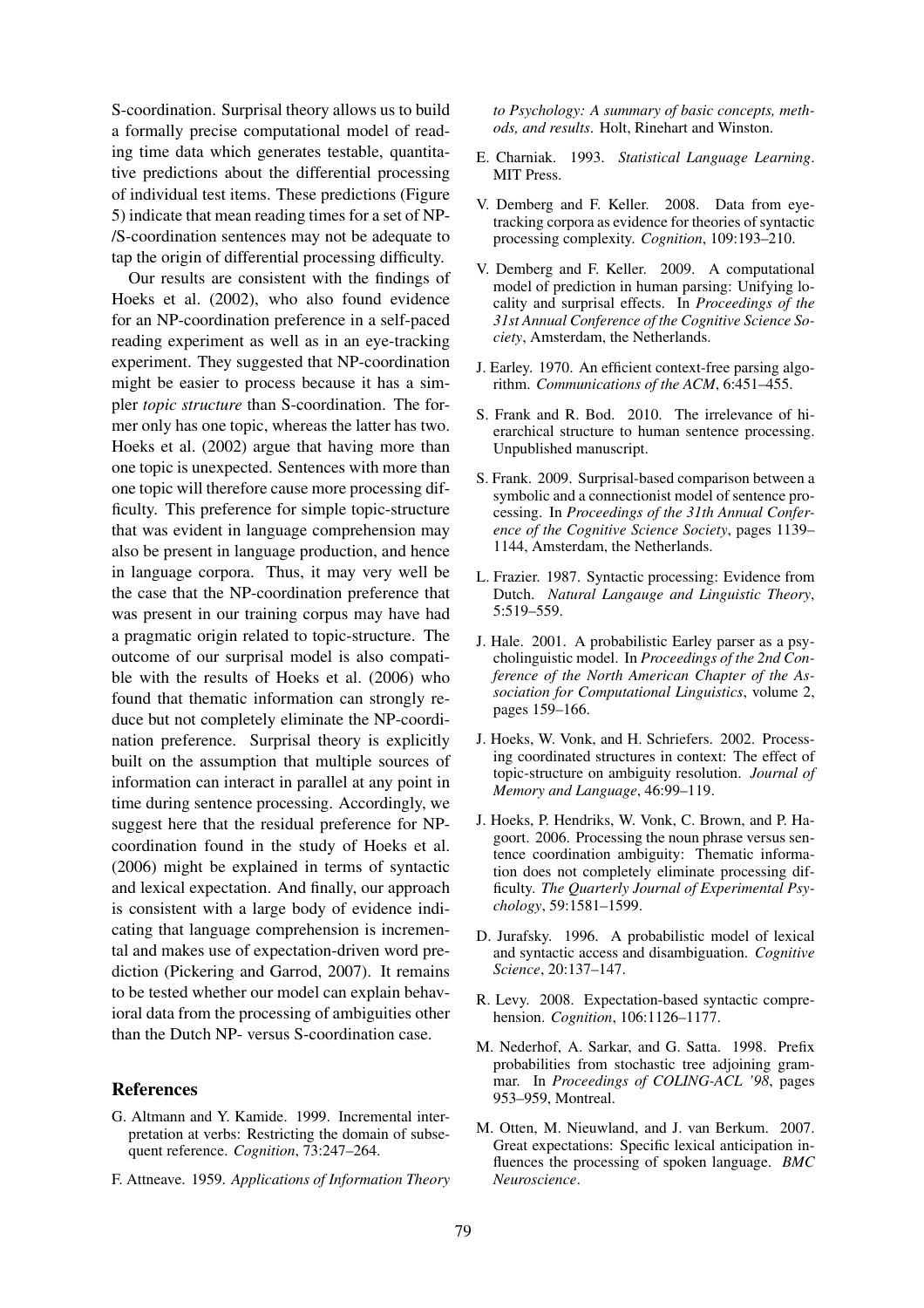S-coordination. Surprisal theory allows us to build a formally precise computational model of reading time data which generates testable, quantitative predictions about the differential processing of individual test items. These predictions (Figure 5) indicate that mean reading times for a set of NP-/S-coordination sentences may not be adequate to tap the origin of differential processing difficulty.

Our results are consistent with the findings of Hoeks et al. (2002), who also found evidence for an NP-coordination preference in a self-paced reading experiment as well as in an eye-tracking experiment. They suggested that NP-coordination might be easier to process because it has a simpler *topic structure* than S-coordination. The former only has one topic, whereas the latter has two. Hoeks et al. (2002) argue that having more than one topic is unexpected. Sentences with more than one topic will therefore cause more processing difficulty. This preference for simple topic-structure that was evident in language comprehension may also be present in language production, and hence in language corpora. Thus, it may very well be the case that the NP-coordination preference that was present in our training corpus may have had a pragmatic origin related to topic-structure. The outcome of our surprisal model is also compatible with the results of Hoeks et al. (2006) who found that thematic information can strongly reduce but not completely eliminate the NP-coordination preference. Surprisal theory is explicitly built on the assumption that multiple sources of information can interact in parallel at any point in time during sentence processing. Accordingly, we suggest here that the residual preference for NP-coordination found in the study of Hoeks et al. (2006) might be explained in terms of syntactic and lexical expectation. And finally, our approach is consistent with a large body of evidence indicating that language comprehension is incremental and makes use of expectation-driven word prediction (Pickering and Garrod, 2007). It remains to be tested whether our model can explain behavioral data from the processing of ambiguities other than the Dutch NP- versus S-coordination case.

## References

G. Altmann and Y. Kamide. 1999. Incremental interpretation at verbs: Restricting the domain of subsequent reference. *Cognition*, 73:247–264.

F. Attneave. 1959. *Applications of Information Theory to Psychology: A summary of basic concepts, methods, and results*. Holt, Rinehart and Winston.

E. Charniak. 1993. *Statistical Language Learning*. MIT Press.

V. Demberg and F. Keller. 2008. Data from eye-tracking corpora as evidence for theories of syntactic processing complexity. *Cognition*, 109:193–210.

V. Demberg and F. Keller. 2009. A computational model of prediction in human parsing: Unifying locality and surprisal effects. In *Proceedings of the 31st Annual Conference of the Cognitive Science Society*, Amsterdam, the Netherlands.

J. Earley. 1970. An efficient context-free parsing algorithm. *Communications of the ACM*, 6:451–455.

S. Frank and R. Bod. 2010. The irrelevance of hierarchical structure to human sentence processing. Unpublished manuscript.

S. Frank. 2009. Surprisal-based comparison between a symbolic and a connectionist model of sentence processing. In *Proceedings of the 31th Annual Conference of the Cognitive Science Society*, pages 1139–1144, Amsterdam, the Netherlands.

L. Frazier. 1987. Syntactic processing: Evidence from Dutch. *Natural Langauge and Linguistic Theory*, 5:519–559.

J. Hale. 2001. A probabilistic Earley parser as a psycholinguistic model. In *Proceedings of the 2nd Conference of the North American Chapter of the Association for Computational Linguistics*, volume 2, pages 159–166.

J. Hoeks, W. Vonk, and H. Schriefers. 2002. Processing coordinated structures in context: The effect of topic-structure on ambiguity resolution. *Journal of Memory and Language*, 46:99–119.

J. Hoeks, P. Hendriks, W. Vonk, C. Brown, and P. Hagoort. 2006. Processing the noun phrase versus sentence coordination ambiguity: Thematic information does not completely eliminate processing difficulty. *The Quarterly Journal of Experimental Psychology*, 59:1581–1599.

D. Jurafsky. 1996. A probabilistic model of lexical and syntactic access and disambiguation. *Cognitive Science*, 20:137–147.

R. Levy. 2008. Expectation-based syntactic comprehension. *Cognition*, 106:1126–1177.

M. Nederhof, A. Sarkar, and G. Satta. 1998. Prefix probabilities from stochastic tree adjoining grammar. In *Proceedings of COLING-ACL '98*, pages 953–959, Montreal.

M. Otten, M. Nieuwland, and J. van Berkum. 2007. Great expectations: Specific lexical anticipation influences the processing of spoken language. *BMC Neuroscience*.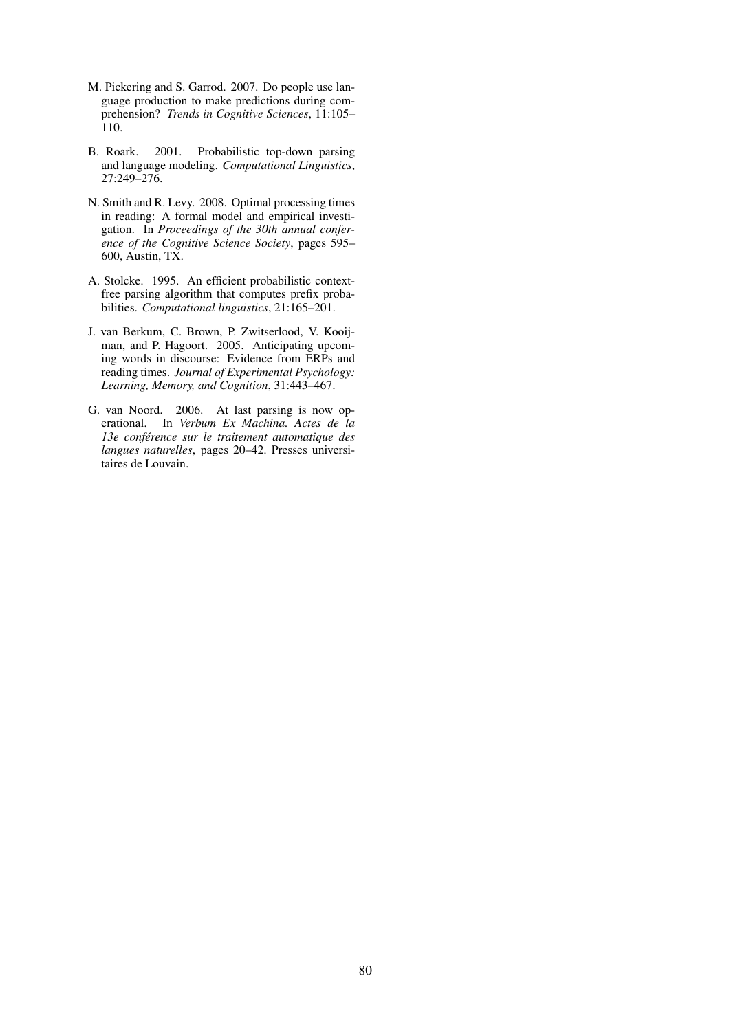M. Pickering and S. Garrod. 2007. Do people use language production to make predictions during comprehension? *Trends in Cognitive Sciences*, 11:105–110.

B. Roark. 2001. Probabilistic top-down parsing and language modeling. *Computational Linguistics*, 27:249–276.

N. Smith and R. Levy. 2008. Optimal processing times in reading: A formal model and empirical investigation. In *Proceedings of the 30th annual conference of the Cognitive Science Society*, pages 595–600, Austin, TX.

A. Stolcke. 1995. An efficient probabilistic context-free parsing algorithm that computes prefix probabilities. *Computational linguistics*, 21:165–201.

J. van Berkum, C. Brown, P. Zwitserlood, V. Kooijman, and P. Hagoort. 2005. Anticipating upcoming words in discourse: Evidence from ERPs and reading times. *Journal of Experimental Psychology: Learning, Memory, and Cognition*, 31:443–467.

G. van Noord. 2006. At last parsing is now operational. In *Verbum Ex Machina. Actes de la 13e conférence sur le traitement automatique des langues naturelles*, pages 20–42. Presses universitaires de Louvain.